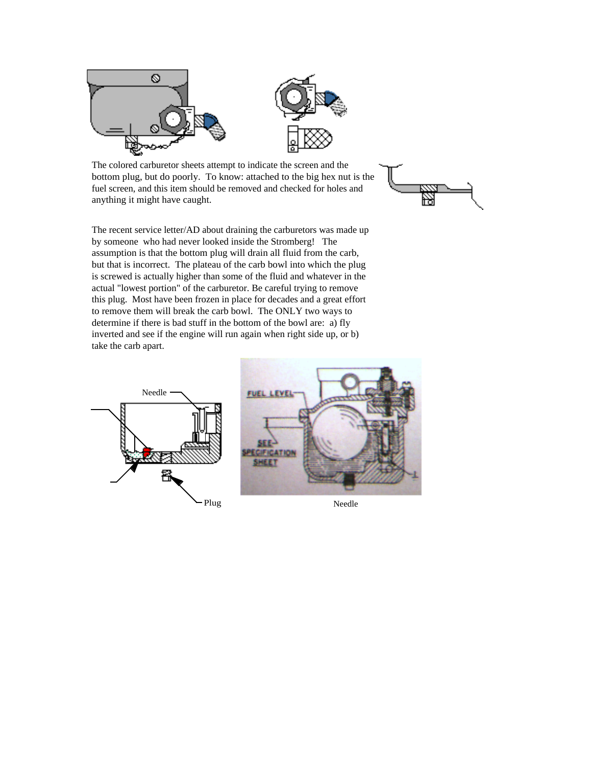The colored carburetor sheets attempt to indicate the screen and the bottom plug, but do poorly. To know: attached to the big hex nut is the fuel screen, and this item should be removed and checked for holes and anything it might have caught.

The recent service letter/AD about draining the carburetors was made up by someone who had never looked inside the Stromberg! The assumption is that the bottom plug will drain all fluid from the carb, but that is incorrect. The plateau of the carb bowl into which the plug is screwed is actually higher than some of the fluid and whatever in the actual "lowest portion" of the carburetor. Be careful trying to remove this plug. Most have been frozen in place for decades and a great effort to remove them will break the carb bowl. The ONLY two ways to determine if there is bad stuff in the bottom of the bowl are: a) fly inverted and see if the engine will run again when right side up, or b) take the carb apart.

Needle

Plug

FUEL LEVEL

SEE SPECIFICATION SHEET

Needle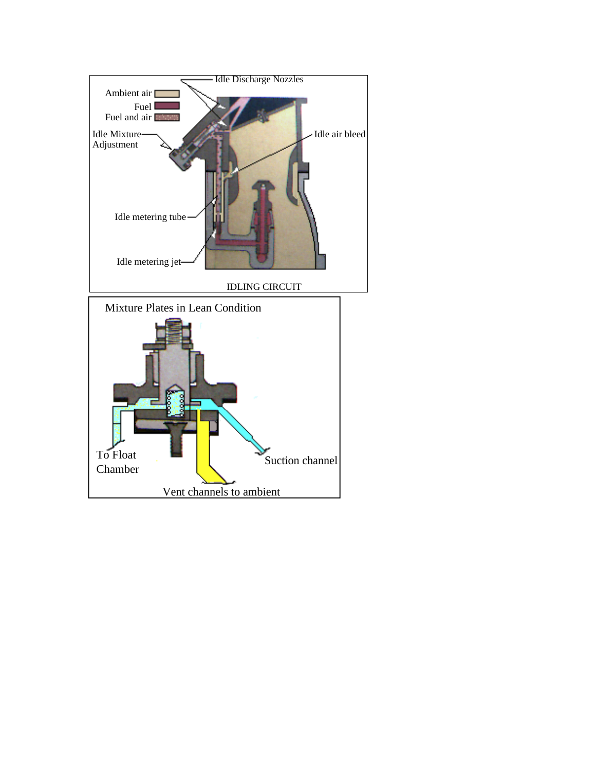Idle Discharge Nozzles

Ambient air

Fuel

Fuel and air

Idle Mixture Adjustment

Idle air bleed

Idle metering tube

Idle metering jet

IDLING CIRCUIT

Mixture Plates in Lean Condition

To Float Chamber

Suction channel

Vent channels to ambient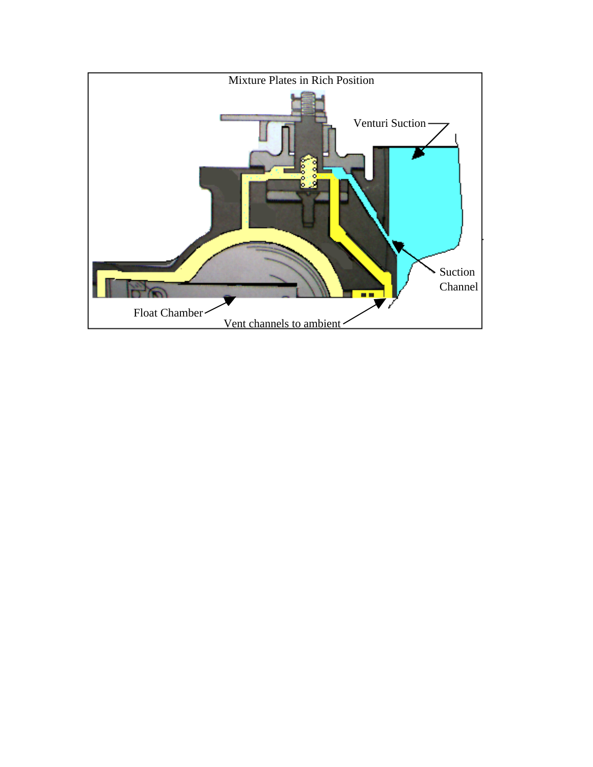Mixture Plates in Rich Position

Venturi Suction

Suction Channel

Float Chamber

Vent channels to ambient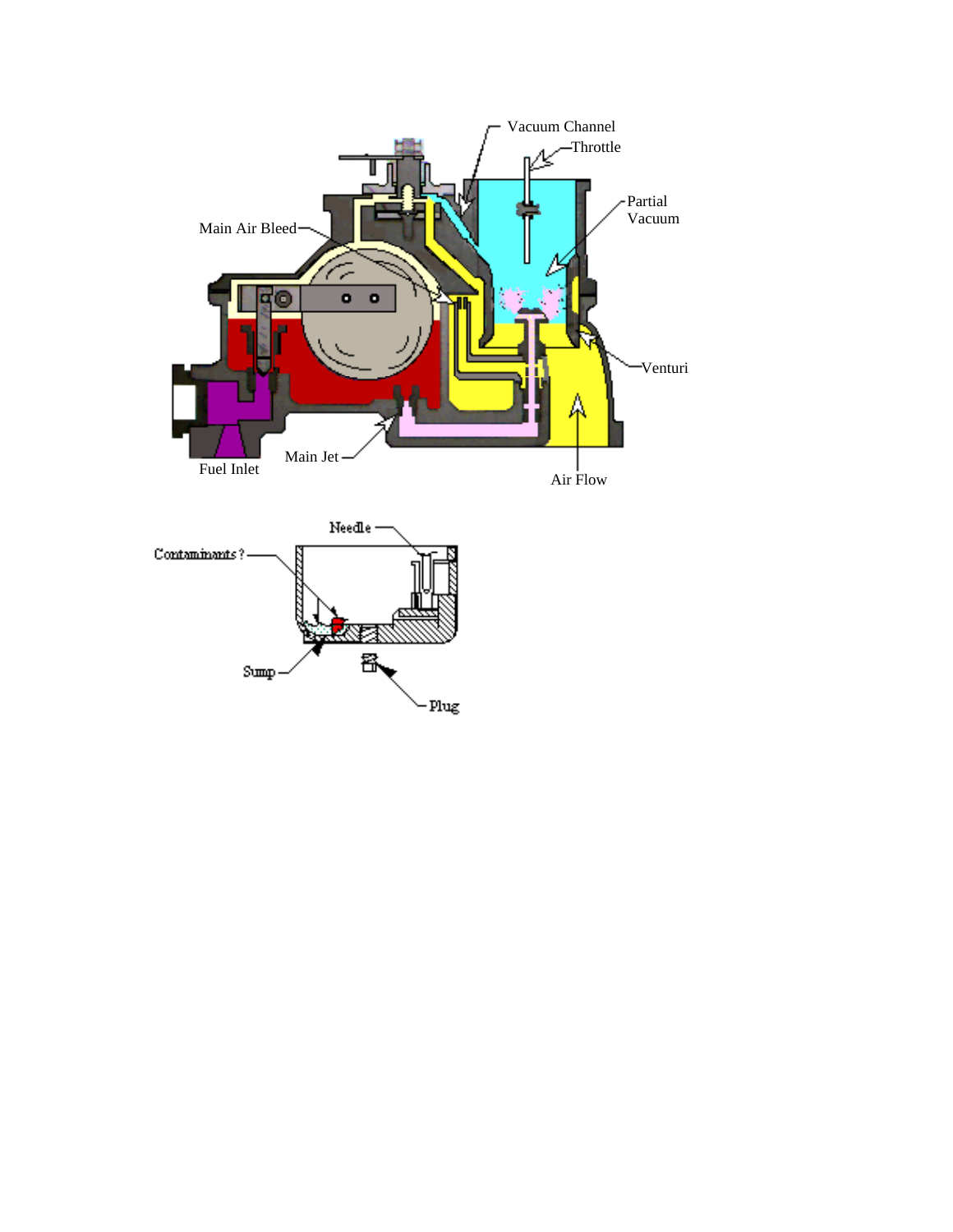Vacuum Channel

Throttle

Partial Vacuum

Main Air Bleed

Venturi

Main Jet

Fuel Inlet

Air Flow

Needle

Contaminants ?

Sump

Plug